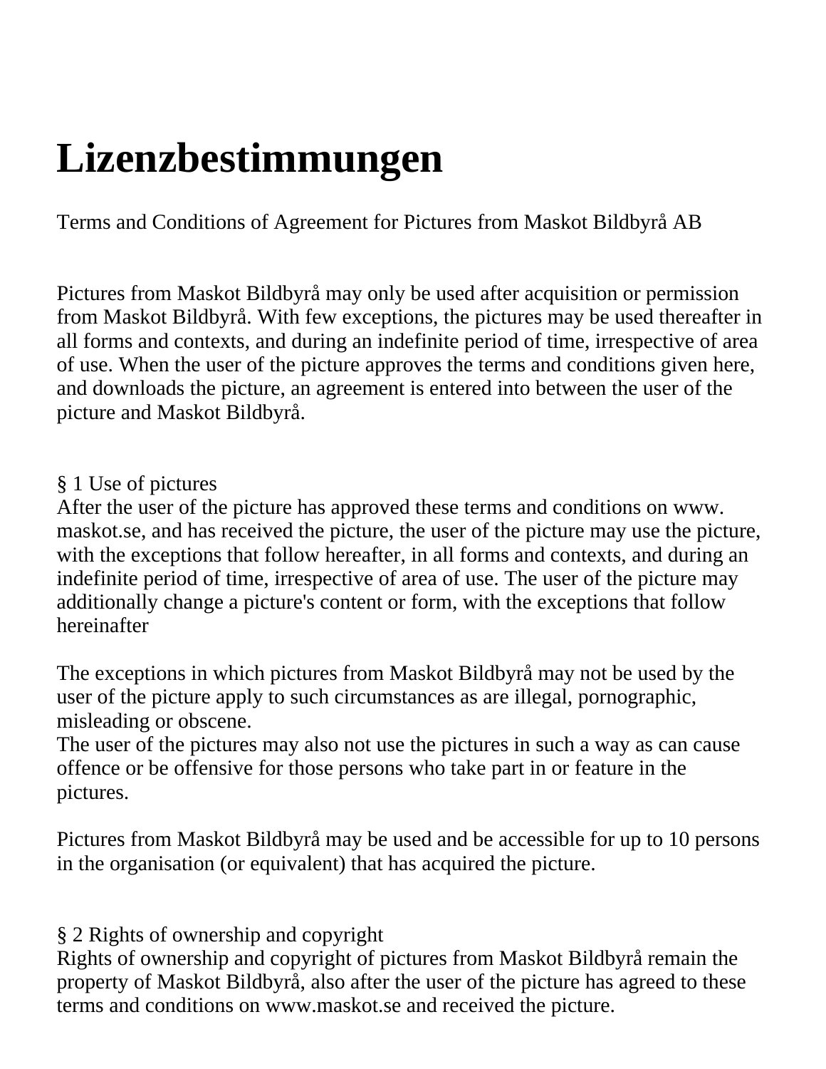# Lizenzbestimmungen

Terms and Conditions of Agreement for Pictures from Maskot Bildbyrå AB

Pictures from Maskot Bildbyrå may only be used after acquisition or permission from Maskot Bildbyrå. With few exceptions, the pictures may be used thereafter in all forms and contexts, and during an indefinite period of time, irrespective of area of use. When the user of the picture approves the terms and conditions given here, and downloads the picture, an agreement is entered into between the user of the picture and Maskot Bildbyrå.

§ 1 Use of pictures
After the user of the picture has approved these terms and conditions on www.maskot.se, and has received the picture, the user of the picture may use the picture, with the exceptions that follow hereafter, in all forms and contexts, and during an indefinite period of time, irrespective of area of use. The user of the picture may additionally change a picture's content or form, with the exceptions that follow hereinafter

The exceptions in which pictures from Maskot Bildbyrå may not be used by the user of the picture apply to such circumstances as are illegal, pornographic, misleading or obscene.
The user of the pictures may also not use the pictures in such a way as can cause offence or be offensive for those persons who take part in or feature in the pictures.

Pictures from Maskot Bildbyrå may be used and be accessible for up to 10 persons in the organisation (or equivalent) that has acquired the picture.

§ 2 Rights of ownership and copyright
Rights of ownership and copyright of pictures from Maskot Bildbyrå remain the property of Maskot Bildbyrå, also after the user of the picture has agreed to these terms and conditions on www.maskot.se and received the picture.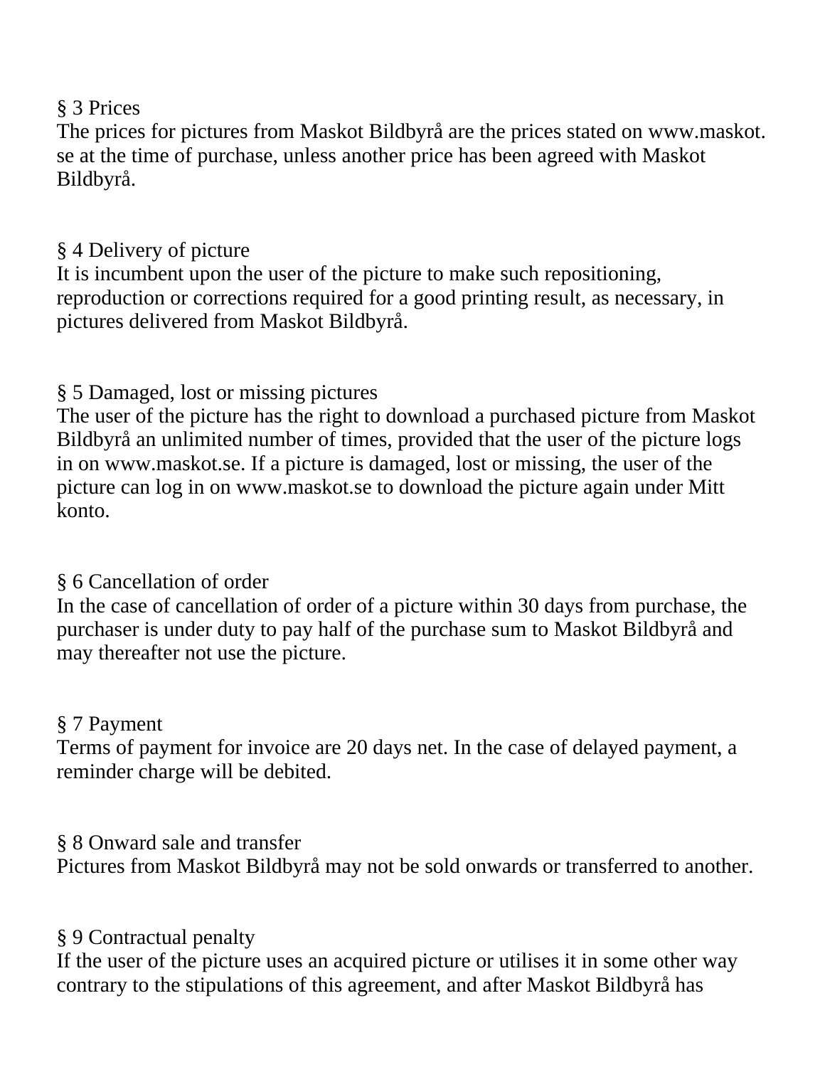§ 3 Prices

The prices for pictures from Maskot Bildbyrå are the prices stated on www.maskot.se at the time of purchase, unless another price has been agreed with Maskot Bildbyrå.

§ 4 Delivery of picture

It is incumbent upon the user of the picture to make such repositioning, reproduction or corrections required for a good printing result, as necessary, in pictures delivered from Maskot Bildbyrå.

§ 5 Damaged, lost or missing pictures

The user of the picture has the right to download a purchased picture from Maskot Bildbyrå an unlimited number of times, provided that the user of the picture logs in on www.maskot.se. If a picture is damaged, lost or missing, the user of the picture can log in on www.maskot.se to download the picture again under Mitt konto.

§ 6 Cancellation of order

In the case of cancellation of order of a picture within 30 days from purchase, the purchaser is under duty to pay half of the purchase sum to Maskot Bildbyrå and may thereafter not use the picture.

§ 7 Payment

Terms of payment for invoice are 20 days net. In the case of delayed payment, a reminder charge will be debited.

§ 8 Onward sale and transfer

Pictures from Maskot Bildbyrå may not be sold onwards or transferred to another.

§ 9 Contractual penalty

If the user of the picture uses an acquired picture or utilises it in some other way contrary to the stipulations of this agreement, and after Maskot Bildbyrå has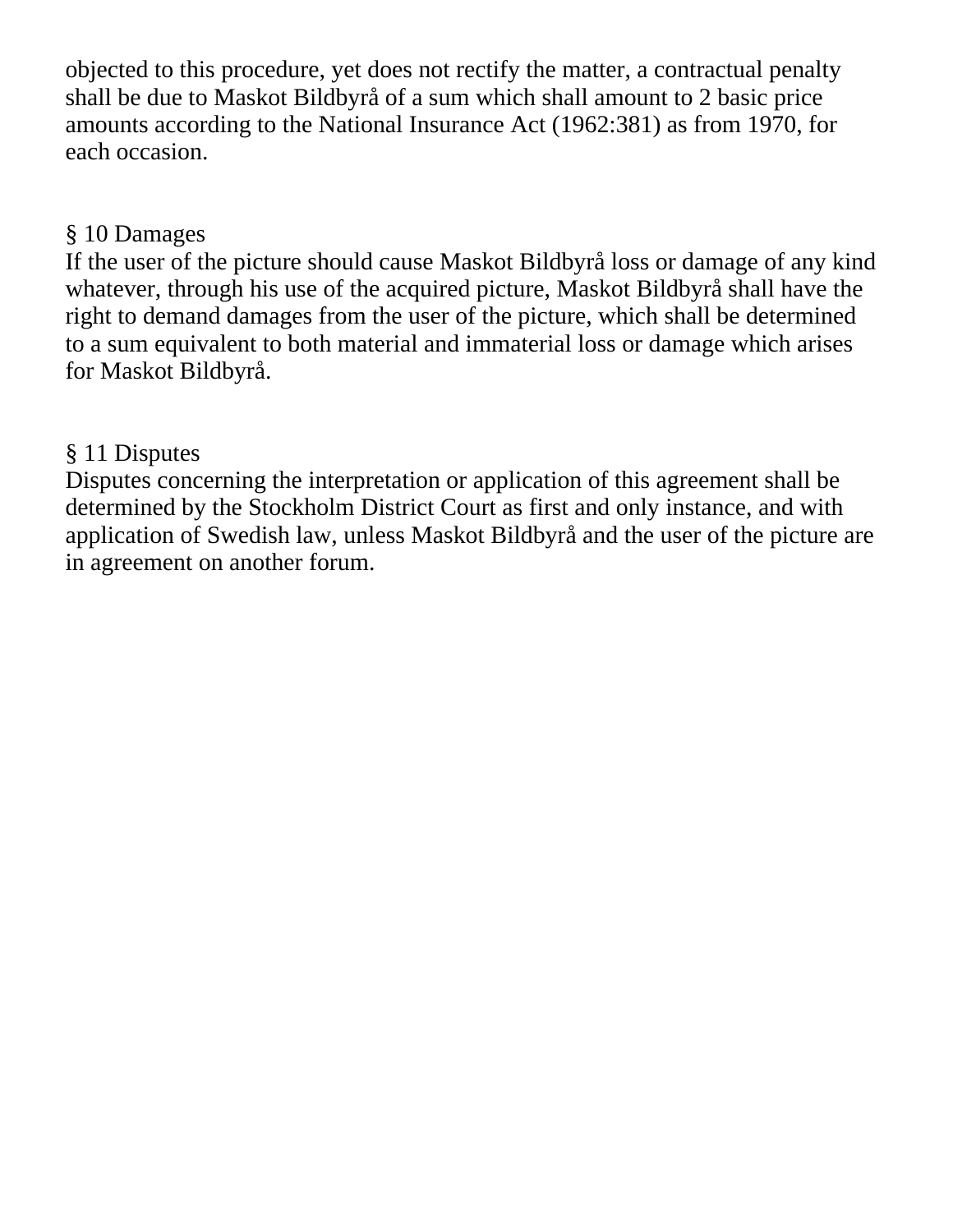objected to this procedure, yet does not rectify the matter, a contractual penalty shall be due to Maskot Bildbyrå of a sum which shall amount to 2 basic price amounts according to the National Insurance Act (1962:381) as from 1970, for each occasion.

§ 10 Damages

If the user of the picture should cause Maskot Bildbyrå loss or damage of any kind whatever, through his use of the acquired picture, Maskot Bildbyrå shall have the right to demand damages from the user of the picture, which shall be determined to a sum equivalent to both material and immaterial loss or damage which arises for Maskot Bildbyrå.

§ 11 Disputes

Disputes concerning the interpretation or application of this agreement shall be determined by the Stockholm District Court as first and only instance, and with application of Swedish law, unless Maskot Bildbyrå and the user of the picture are in agreement on another forum.